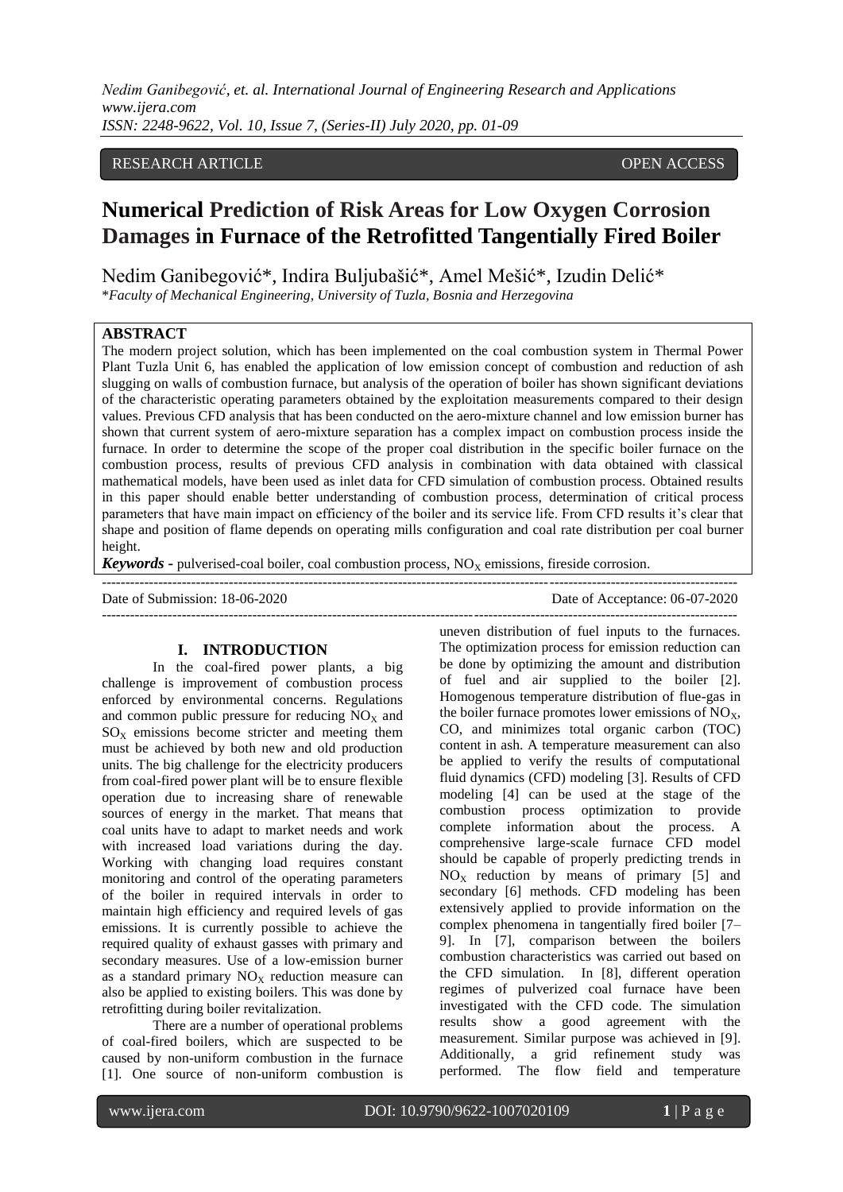RESEARCH ARTICLE OPEN ACCESS

# Numerical Prediction of Risk Areas for Low Oxygen Corrosion Damages in Furnace of the Retrofitted Tangentially Fired Boiler

Nedim Ganibegović*, Indira Buljubašić*, Amel Mešić*, Izudin Delić*

*\*Faculty of Mechanical Engineering, University of Tuzla, Bosnia and Herzegovina*

## ABSTRACT

The modern project solution, which has been implemented on the coal combustion system in Thermal Power Plant Tuzla Unit 6, has enabled the application of low emission concept of combustion and reduction of ash slugging on walls of combustion furnace, but analysis of the operation of boiler has shown significant deviations of the characteristic operating parameters obtained by the exploitation measurements compared to their design values. Previous CFD analysis that has been conducted on the aero-mixture channel and low emission burner has shown that current system of aero-mixture separation has a complex impact on combustion process inside the furnace. In order to determine the scope of the proper coal distribution in the specific boiler furnace on the combustion process, results of previous CFD analysis in combination with data obtained with classical mathematical models, have been used as inlet data for CFD simulation of combustion process. Obtained results in this paper should enable better understanding of combustion process, determination of critical process parameters that have main impact on efficiency of the boiler and its service life. From CFD results it's clear that shape and position of flame depends on operating mills configuration and coal rate distribution per coal burner height.

***Keywords -*** pulverised-coal boiler, coal combustion process, $NO_X$ emissions, fireside corrosion.

Date of Submission: 18-06-2020 Date of Acceptance: 06-07-2020

## I. INTRODUCTION

In the coal-fired power plants, a big challenge is improvement of combustion process enforced by environmental concerns. Regulations and common public pressure for reducing $NO_X$ and $SO_X$ emissions become stricter and meeting them must be achieved by both new and old production units. The big challenge for the electricity producers from coal-fired power plant will be to ensure flexible operation due to increasing share of renewable sources of energy in the market. That means that coal units have to adapt to market needs and work with increased load variations during the day. Working with changing load requires constant monitoring and control of the operating parameters of the boiler in required intervals in order to maintain high efficiency and required levels of gas emissions. It is currently possible to achieve the required quality of exhaust gasses with primary and secondary measures. Use of a low-emission burner as a standard primary $NO_X$ reduction measure can also be applied to existing boilers. This was done by retrofitting during boiler revitalization.

There are a number of operational problems of coal-fired boilers, which are suspected to be caused by non-uniform combustion in the furnace [1]. One source of non-uniform combustion is uneven distribution of fuel inputs to the furnaces. The optimization process for emission reduction can be done by optimizing the amount and distribution of fuel and air supplied to the boiler [2]. Homogenous temperature distribution of flue-gas in the boiler furnace promotes lower emissions of $NO_X$, CO, and minimizes total organic carbon (TOC) content in ash. A temperature measurement can also be applied to verify the results of computational fluid dynamics (CFD) modeling [3]. Results of CFD modeling [4] can be used at the stage of the combustion process optimization to provide complete information about the process. A comprehensive large-scale furnace CFD model should be capable of properly predicting trends in $NO_X$ reduction by means of primary [5] and secondary [6] methods. CFD modeling has been extensively applied to provide information on the complex phenomena in tangentially fired boiler [7–9]. In [7], comparison between the boilers combustion characteristics was carried out based on the CFD simulation. In [8], different operation regimes of pulverized coal furnace have been investigated with the CFD code. The simulation results show a good agreement with the measurement. Similar purpose was achieved in [9]. Additionally, a grid refinement study was performed. The flow field and temperature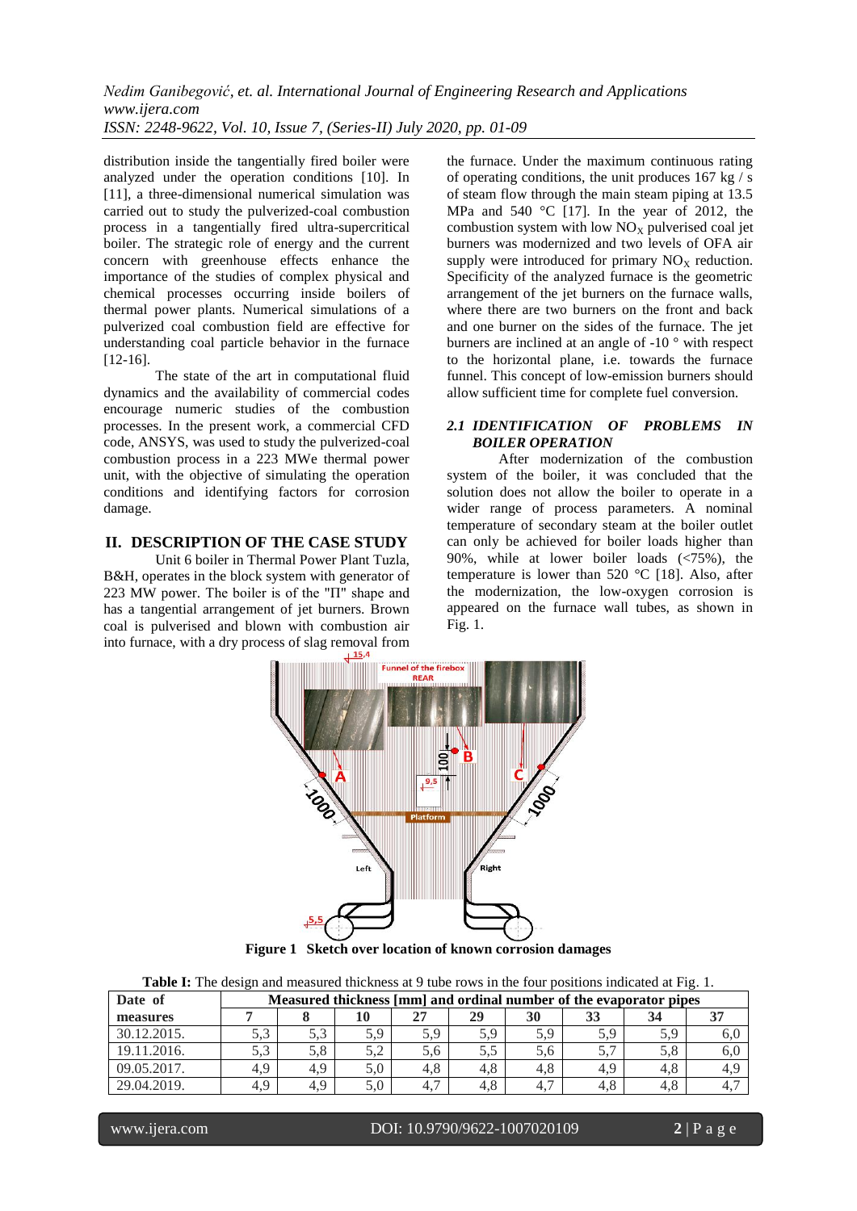distribution inside the tangentially fired boiler were analyzed under the operation conditions [10]. In [11], a three-dimensional numerical simulation was carried out to study the pulverized-coal combustion process in a tangentially fired ultra-supercritical boiler. The strategic role of energy and the current concern with greenhouse effects enhance the importance of the studies of complex physical and chemical processes occurring inside boilers of thermal power plants. Numerical simulations of a pulverized coal combustion field are effective for understanding coal particle behavior in the furnace [12-16].

The state of the art in computational fluid dynamics and the availability of commercial codes encourage numeric studies of the combustion processes. In the present work, a commercial CFD code, ANSYS, was used to study the pulverized-coal combustion process in a 223 MWe thermal power unit, with the objective of simulating the operation conditions and identifying factors for corrosion damage.

## II. DESCRIPTION OF THE CASE STUDY

Unit 6 boiler in Thermal Power Plant Tuzla, B&H, operates in the block system with generator of 223 MW power. The boiler is of the "П" shape and has a tangential arrangement of jet burners. Brown coal is pulverised and blown with combustion air into furnace, with a dry process of slag removal from the furnace. Under the maximum continuous rating of operating conditions, the unit produces 167 kg / s of steam flow through the main steam piping at 13.5 MPa and 540 °C [17]. In the year of 2012, the combustion system with low $NO_X$ pulverised coal jet burners was modernized and two levels of OFA air supply were introduced for primary $NO_X$ reduction. Specificity of the analyzed furnace is the geometric arrangement of the jet burners on the furnace walls, where there are two burners on the front and back and one burner on the sides of the furnace. The jet burners are inclined at an angle of -10 ° with respect to the horizontal plane, i.e. towards the furnace funnel. This concept of low-emission burners should allow sufficient time for complete fuel conversion.

### *2.1 IDENTIFICATION OF PROBLEMS IN BOILER OPERATION*

After modernization of the combustion system of the boiler, it was concluded that the solution does not allow the boiler to operate in a wider range of process parameters. A nominal temperature of secondary steam at the boiler outlet can only be achieved for boiler loads higher than 90%, while at lower boiler loads (<75%), the temperature is lower than 520 °C [18]. Also, after the modernization, the low-oxygen corrosion is appeared on the furnace wall tubes, as shown in Fig. 1.

**Figure 1 Sketch over location of known corrosion damages**

**Table I:** The design and measured thickness at 9 tube rows in the four positions indicated at Fig. 1.

| Date of measures | Measured thickness [mm] and ordinal number of the evaporator pipes | | | | | | | | |
|---|---|---|---|---|---|---|---|---|---|
| | 7 | 8 | 10 | 27 | 29 | 30 | 33 | 34 | 37 |
| 30.12.2015. | 5,3 | 5,3 | 5,9 | 5,9 | 5,9 | 5,9 | 5,9 | 5,9 | 6,0 |
| 19.11.2016. | 5,3 | 5,8 | 5,2 | 5,6 | 5,5 | 5,6 | 5,7 | 5,8 | 6,0 |
| 09.05.2017. | 4,9 | 4,9 | 5,0 | 4,8 | 4,8 | 4,8 | 4,9 | 4,8 | 4,9 |
| 29.04.2019. | 4,9 | 4,9 | 5,0 | 4,7 | 4,8 | 4,7 | 4,8 | 4,8 | 4,7 |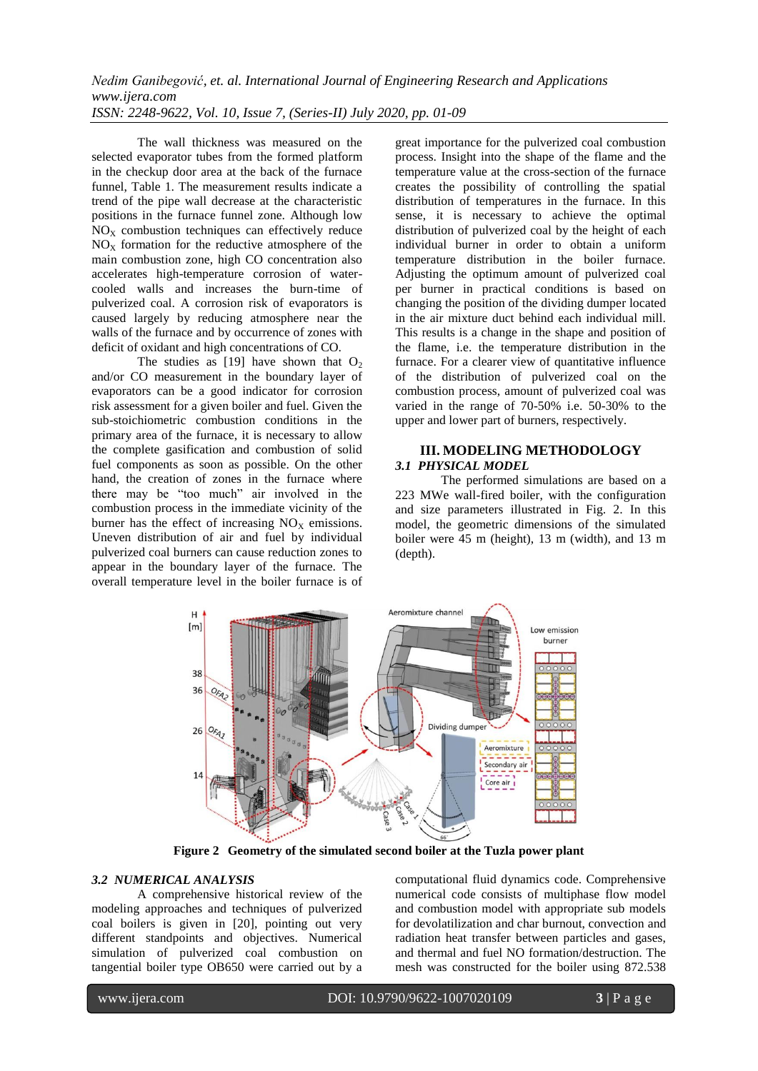The wall thickness was measured on the selected evaporator tubes from the formed platform in the checkup door area at the back of the furnace funnel, Table 1. The measurement results indicate a trend of the pipe wall decrease at the characteristic positions in the furnace funnel zone. Although low $NO_X$ combustion techniques can effectively reduce $NO_X$ formation for the reductive atmosphere of the main combustion zone, high CO concentration also accelerates high-temperature corrosion of water-cooled walls and increases the burn-time of pulverized coal. A corrosion risk of evaporators is caused largely by reducing atmosphere near the walls of the furnace and by occurrence of zones with deficit of oxidant and high concentrations of CO.

The studies as [19] have shown that $O_2$ and/or CO measurement in the boundary layer of evaporators can be a good indicator for corrosion risk assessment for a given boiler and fuel. Given the sub-stoichiometric combustion conditions in the primary area of the furnace, it is necessary to allow the complete gasification and combustion of solid fuel components as soon as possible. On the other hand, the creation of zones in the furnace where there may be "too much" air involved in the combustion process in the immediate vicinity of the burner has the effect of increasing $NO_X$ emissions. Uneven distribution of air and fuel by individual pulverized coal burners can cause reduction zones to appear in the boundary layer of the furnace. The overall temperature level in the boiler furnace is of great importance for the pulverized coal combustion process. Insight into the shape of the flame and the temperature value at the cross-section of the furnace creates the possibility of controlling the spatial distribution of temperatures in the furnace. In this sense, it is necessary to achieve the optimal distribution of pulverized coal by the height of each individual burner in order to obtain a uniform temperature distribution in the boiler furnace. Adjusting the optimum amount of pulverized coal per burner in practical conditions is based on changing the position of the dividing dumper located in the air mixture duct behind each individual mill. This results is a change in the shape and position of the flame, i.e. the temperature distribution in the furnace. For a clearer view of quantitative influence of the distribution of pulverized coal on the combustion process, amount of pulverized coal was varied in the range of 70-50% i.e. 50-30% to the upper and lower part of burners, respectively.

## III. MODELING METHODOLOGY

### 3.1 PHYSICAL MODEL

The performed simulations are based on a 223 MWe wall-fired boiler, with the configuration and size parameters illustrated in Fig. 2. In this model, the geometric dimensions of the simulated boiler were 45 m (height), 13 m (width), and 13 m (depth).

**Figure 2 Geometry of the simulated second boiler at the Tuzla power plant**

### 3.2 NUMERICAL ANALYSIS

A comprehensive historical review of the modeling approaches and techniques of pulverized coal boilers is given in [20], pointing out very different standpoints and objectives. Numerical simulation of pulverized coal combustion on tangential boiler type OB650 were carried out by a computational fluid dynamics code. Comprehensive numerical code consists of multiphase flow model and combustion model with appropriate sub models for devolatilization and char burnout, convection and radiation heat transfer between particles and gases, and thermal and fuel NO formation/destruction. The mesh was constructed for the boiler using 872.538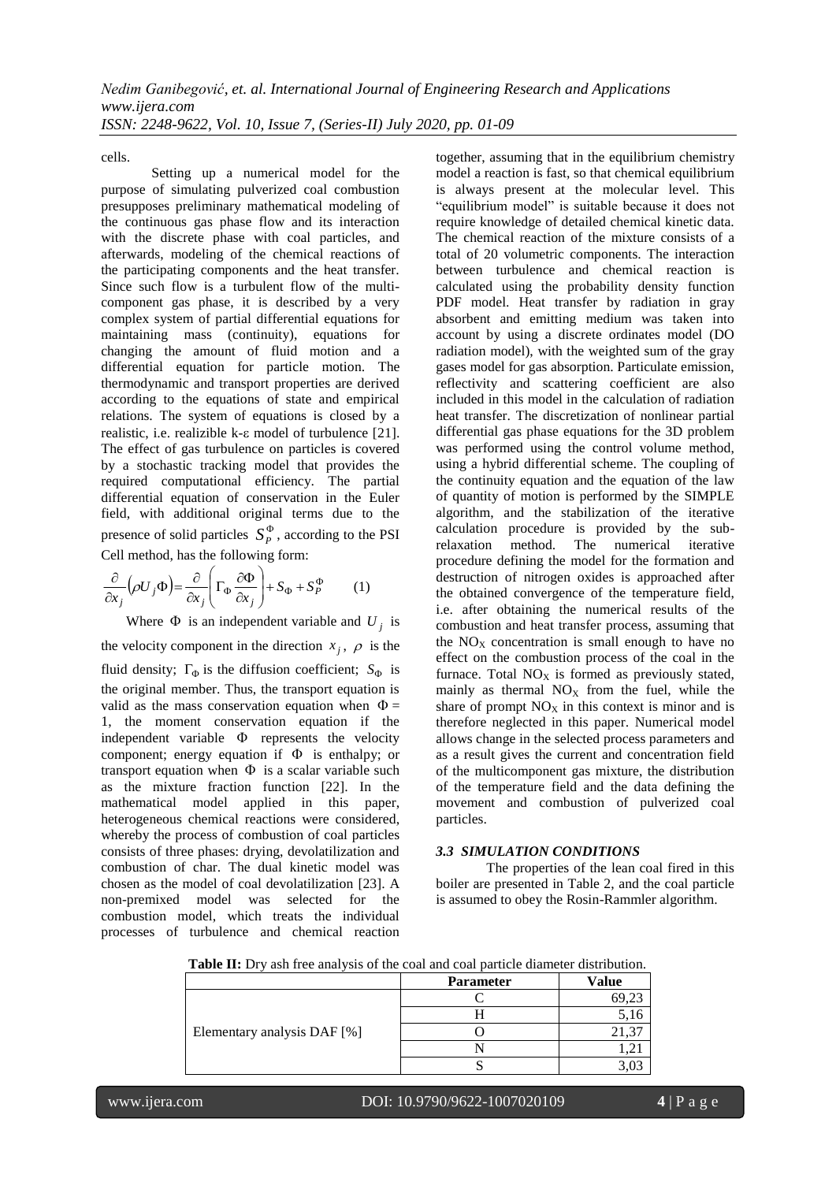cells.

Setting up a numerical model for the purpose of simulating pulverized coal combustion presupposes preliminary mathematical modeling of the continuous gas phase flow and its interaction with the discrete phase with coal particles, and afterwards, modeling of the chemical reactions of the participating components and the heat transfer. Since such flow is a turbulent flow of the multi-component gas phase, it is described by a very complex system of partial differential equations for maintaining mass (continuity), equations for changing the amount of fluid motion and a differential equation for particle motion. The thermodynamic and transport properties are derived according to the equations of state and empirical relations. The system of equations is closed by a realistic, i.e. realizible k-ε model of turbulence [21]. The effect of gas turbulence on particles is covered by a stochastic tracking model that provides the required computational efficiency. The partial differential equation of conservation in the Euler field, with additional original terms due to the presence of solid particles $S_P^{\Phi}$, according to the PSI Cell method, has the following form:

$$\frac{\partial}{\partial x_j}\left(\rho U_j \Phi\right) = \frac{\partial}{\partial x_j}\left(\Gamma_{\Phi}\frac{\partial \Phi}{\partial x_j}\right) + S_{\Phi} + S_P^{\Phi} \qquad (1)$$

Where $\Phi$ is an independent variable and $U_j$ is the velocity component in the direction $x_j$, $\rho$ is the fluid density; $\Gamma_{\Phi}$ is the diffusion coefficient; $S_{\Phi}$ is the original member. Thus, the transport equation is valid as the mass conservation equation when $\Phi$ = 1, the moment conservation equation if the independent variable $\Phi$ represents the velocity component; energy equation if $\Phi$ is enthalpy; or transport equation when $\Phi$ is a scalar variable such as the mixture fraction function [22]. In the mathematical model applied in this paper, heterogeneous chemical reactions were considered, whereby the process of combustion of coal particles consists of three phases: drying, devolatilization and combustion of char. The dual kinetic model was chosen as the model of coal devolatilization [23]. A non-premixed model was selected for the combustion model, which treats the individual processes of turbulence and chemical reaction together, assuming that in the equilibrium chemistry model a reaction is fast, so that chemical equilibrium is always present at the molecular level. This "equilibrium model" is suitable because it does not require knowledge of detailed chemical kinetic data. The chemical reaction of the mixture consists of a total of 20 volumetric components. The interaction between turbulence and chemical reaction is calculated using the probability density function PDF model. Heat transfer by radiation in gray absorbent and emitting medium was taken into account by using a discrete ordinates model (DO radiation model), with the weighted sum of the gray gases model for gas absorption. Particulate emission, reflectivity and scattering coefficient are also included in this model in the calculation of radiation heat transfer. The discretization of nonlinear partial differential gas phase equations for the 3D problem was performed using the control volume method, using a hybrid differential scheme. The coupling of the continuity equation and the equation of the law of quantity of motion is performed by the SIMPLE algorithm, and the stabilization of the iterative calculation procedure is provided by the sub-relaxation method. The numerical iterative procedure defining the model for the formation and destruction of nitrogen oxides is approached after the obtained convergence of the temperature field, i.e. after obtaining the numerical results of the combustion and heat transfer process, assuming that the $NO_X$ concentration is small enough to have no effect on the combustion process of the coal in the furnace. Total $NO_X$ is formed as previously stated, mainly as thermal $NO_X$ from the fuel, while the share of prompt $NO_X$ in this context is minor and is therefore neglected in this paper. Numerical model allows change in the selected process parameters and as a result gives the current and concentration field of the multicomponent gas mixture, the distribution of the temperature field and the data defining the movement and combustion of pulverized coal particles.

### *3.3 SIMULATION CONDITIONS*

The properties of the lean coal fired in this boiler are presented in Table 2, and the coal particle is assumed to obey the Rosin-Rammler algorithm.

**Table II:** Dry ash free analysis of the coal and coal particle diameter distribution.

| | Parameter | Value |
|---|---|---|
| Elementary analysis DAF [%] | C | 69,23 |
| | H | 5,16 |
| | O | 21,37 |
| | N | 1,21 |
| | S | 3,03 |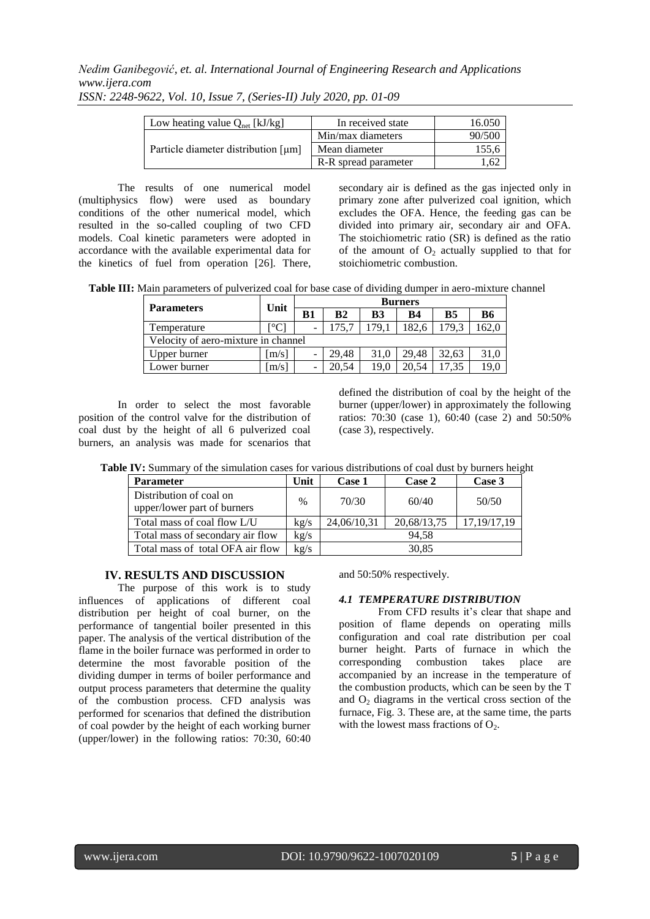| Low heating value $Q_{net}$ [kJ/kg] | In received state | 16.050 |
|---|---|---|
| Particle diameter distribution [μm] | Min/max diameters | 90/500 |
| | Mean diameter | 155,6 |
| | R-R spread parameter | 1,62 |

The results of one numerical model (multiphysics flow) were used as boundary conditions of the other numerical model, which resulted in the so-called coupling of two CFD models. Coal kinetic parameters were adopted in accordance with the available experimental data for the kinetics of fuel from operation [26]. There, secondary air is defined as the gas injected only in primary zone after pulverized coal ignition, which excludes the OFA. Hence, the feeding gas can be divided into primary air, secondary air and OFA. The stoichiometric ratio (SR) is defined as the ratio of the amount of $O_2$ actually supplied to that for stoichiometric combustion.

**Table III:** Main parameters of pulverized coal for base case of dividing dumper in aero-mixture channel

| Parameters | Unit | Burners | | | | | |
|---|---|---|---|---|---|---|---|
| | | B1 | B2 | B3 | B4 | B5 | B6 |
| Temperature | [°C] | - | 175,7 | 179,1 | 182,6 | 179,3 | 162,0 |
| Velocity of aero-mixture in channel | | | | | | | |
| Upper burner | [m/s] | - | 29,48 | 31,0 | 29,48 | 32,63 | 31,0 |
| Lower burner | [m/s] | - | 20,54 | 19,0 | 20,54 | 17,35 | 19,0 |

In order to select the most favorable position of the control valve for the distribution of coal dust by the height of all 6 pulverized coal burners, an analysis was made for scenarios that defined the distribution of coal by the height of the burner (upper/lower) in approximately the following ratios: 70:30 (case 1), 60:40 (case 2) and 50:50% (case 3), respectively.

**Table IV:** Summary of the simulation cases for various distributions of coal dust by burners height

| Parameter | Unit | Case 1 | Case 2 | Case 3 |
|---|---|---|---|---|
| Distribution of coal on upper/lower part of burners | % | 70/30 | 60/40 | 50/50 |
| Total mass of coal flow L/U | kg/s | 24,06/10,31 | 20,68/13,75 | 17,19/17,19 |
| Total mass of secondary air flow | kg/s | 94,58 | | |
| Total mass of total OFA air flow | kg/s | 30,85 | | |

## IV. RESULTS AND DISCUSSION

The purpose of this work is to study influences of applications of different coal distribution per height of coal burner, on the performance of tangential boiler presented in this paper. The analysis of the vertical distribution of the flame in the boiler furnace was performed in order to determine the most favorable position of the dividing dumper in terms of boiler performance and output process parameters that determine the quality of the combustion process. CFD analysis was performed for scenarios that defined the distribution of coal powder by the height of each working burner (upper/lower) in the following ratios: 70:30, 60:40 and 50:50% respectively.

### *4.1 TEMPERATURE DISTRIBUTION*

From CFD results it's clear that shape and position of flame depends on operating mills configuration and coal rate distribution per coal burner height. Parts of furnace in which the corresponding combustion takes place are accompanied by an increase in the temperature of the combustion products, which can be seen by the T and $O_2$ diagrams in the vertical cross section of the furnace, Fig. 3. These are, at the same time, the parts with the lowest mass fractions of $O_2$.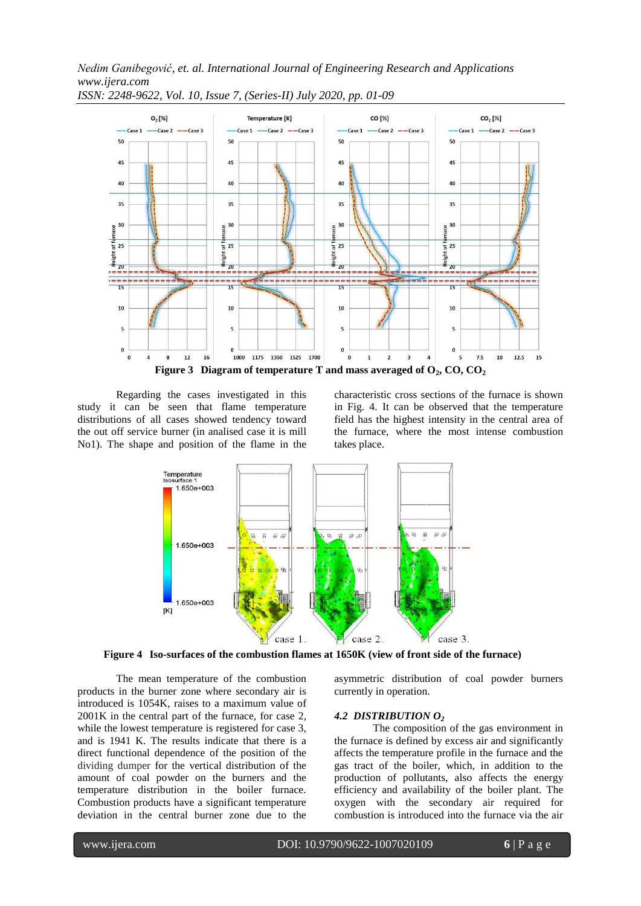Figure 3 Diagram of temperature T and mass averaged of $O_2$, CO, $CO_2$

Regarding the cases investigated in this study it can be seen that flame temperature distributions of all cases showed tendency toward the out off service burner (in analised case it is mill No1). The shape and position of the flame in the characteristic cross sections of the furnace is shown in Fig. 4. It can be observed that the temperature field has the highest intensity in the central area of the furnace, where the most intense combustion takes place.

Figure 4 Iso-surfaces of the combustion flames at 1650K (view of front side of the furnace)

The mean temperature of the combustion products in the burner zone where secondary air is introduced is 1054K, raises to a maximum value of 2001K in the central part of the furnace, for case 2, while the lowest temperature is registered for case 3, and is 1941 K. The results indicate that there is a direct functional dependence of the position of the dividing dumper for the vertical distribution of the amount of coal powder on the burners and the temperature distribution in the boiler furnace. Combustion products have a significant temperature deviation in the central burner zone due to the asymmetric distribution of coal powder burners currently in operation.

### *4.2 DISTRIBUTION $O_2$*

The composition of the gas environment in the furnace is defined by excess air and significantly affects the temperature profile in the furnace and the gas tract of the boiler, which, in addition to the production of pollutants, also affects the energy efficiency and availability of the boiler plant. The oxygen with the secondary air required for combustion is introduced into the furnace via the air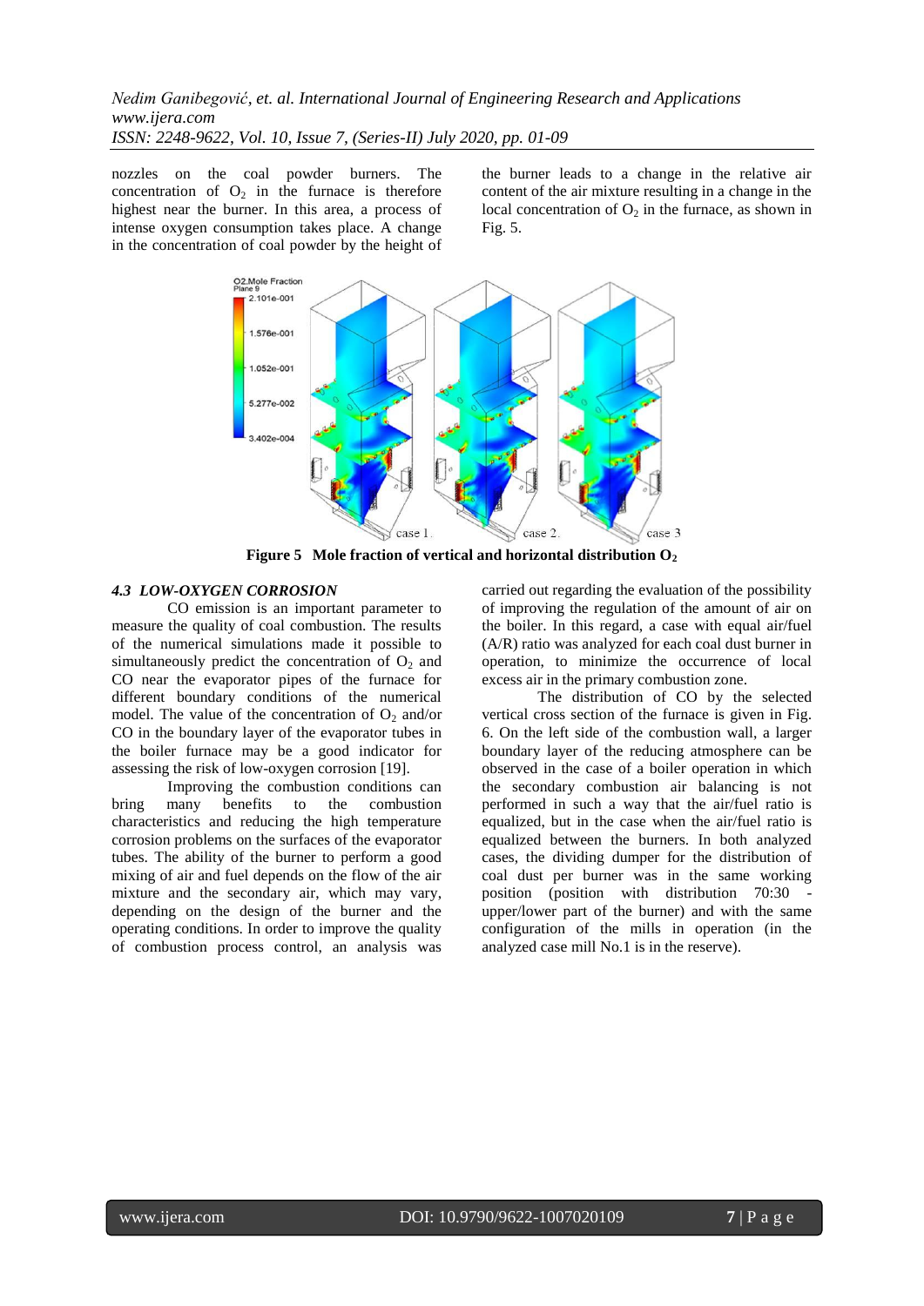nozzles on the coal powder burners. The concentration of $O_2$ in the furnace is therefore highest near the burner. In this area, a process of intense oxygen consumption takes place. A change in the concentration of coal powder by the height of the burner leads to a change in the relative air content of the air mixture resulting in a change in the local concentration of $O_2$ in the furnace, as shown in Fig. 5.

**Figure 5 Mole fraction of vertical and horizontal distribution $O_2$**

### *4.3 LOW-OXYGEN CORROSION*

CO emission is an important parameter to measure the quality of coal combustion. The results of the numerical simulations made it possible to simultaneously predict the concentration of $O_2$ and CO near the evaporator pipes of the furnace for different boundary conditions of the numerical model. The value of the concentration of $O_2$ and/or CO in the boundary layer of the evaporator tubes in the boiler furnace may be a good indicator for assessing the risk of low-oxygen corrosion [19].

Improving the combustion conditions can bring many benefits to the combustion characteristics and reducing the high temperature corrosion problems on the surfaces of the evaporator tubes. The ability of the burner to perform a good mixing of air and fuel depends on the flow of the air mixture and the secondary air, which may vary, depending on the design of the burner and the operating conditions. In order to improve the quality of combustion process control, an analysis was carried out regarding the evaluation of the possibility of improving the regulation of the amount of air on the boiler. In this regard, a case with equal air/fuel (A/R) ratio was analyzed for each coal dust burner in operation, to minimize the occurrence of local excess air in the primary combustion zone.

The distribution of CO by the selected vertical cross section of the furnace is given in Fig. 6. On the left side of the combustion wall, a larger boundary layer of the reducing atmosphere can be observed in the case of a boiler operation in which the secondary combustion air balancing is not performed in such a way that the air/fuel ratio is equalized, but in the case when the air/fuel ratio is equalized between the burners. In both analyzed cases, the dividing dumper for the distribution of coal dust per burner was in the same working position (position with distribution 70:30 - upper/lower part of the burner) and with the same configuration of the mills in operation (in the analyzed case mill No.1 is in the reserve).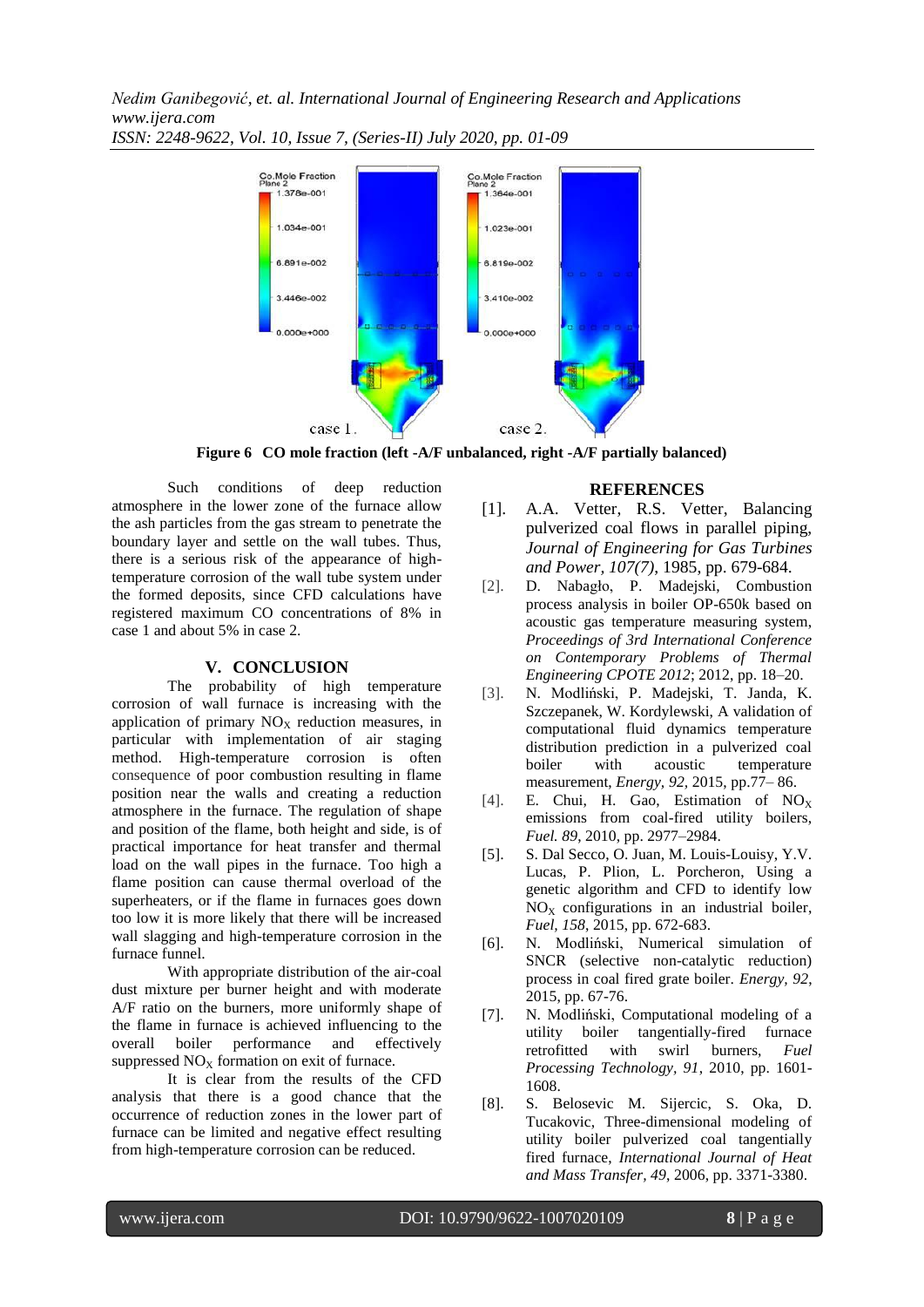Figure 6 CO mole fraction (left -A/F unbalanced, right -A/F partially balanced)

Such conditions of deep reduction atmosphere in the lower zone of the furnace allow the ash particles from the gas stream to penetrate the boundary layer and settle on the wall tubes. Thus, there is a serious risk of the appearance of high-temperature corrosion of the wall tube system under the formed deposits, since CFD calculations have registered maximum CO concentrations of 8% in case 1 and about 5% in case 2.

## V. CONCLUSION

The probability of high temperature corrosion of wall furnace is increasing with the application of primary $NO_X$ reduction measures, in particular with implementation of air staging method. High-temperature corrosion is often consequence of poor combustion resulting in flame position near the walls and creating a reduction atmosphere in the furnace. The regulation of shape and position of the flame, both height and side, is of practical importance for heat transfer and thermal load on the wall pipes in the furnace. Too high a flame position can cause thermal overload of the superheaters, or if the flame in furnaces goes down too low it is more likely that there will be increased wall slagging and high-temperature corrosion in the furnace funnel.

With appropriate distribution of the air-coal dust mixture per burner height and with moderate A/F ratio on the burners, more uniformly shape of the flame in furnace is achieved influencing to the overall boiler performance and effectively suppressed $NO_X$ formation on exit of furnace.

It is clear from the results of the CFD analysis that there is a good chance that the occurrence of reduction zones in the lower part of furnace can be limited and negative effect resulting from high-temperature corrosion can be reduced.

## REFERENCES

[1]. A.A. Vetter, R.S. Vetter, Balancing pulverized coal flows in parallel piping, *Journal of Engineering for Gas Turbines and Power, 107(7)*, 1985, pp. 679-684.

[2]. D. Nabagło, P. Madejski, Combustion process analysis in boiler OP-650k based on acoustic gas temperature measuring system, *Proceedings of 3rd International Conference on Contemporary Problems of Thermal Engineering CPOTE 2012*; 2012, pp. 18–20.

[3]. N. Modliński, P. Madejski, T. Janda, K. Szczepanek, W. Kordylewski, A validation of computational fluid dynamics temperature distribution prediction in a pulverized coal boiler with acoustic temperature measurement, *Energy, 92,* 2015, pp.77– 86.

[4]. E. Chui, H. Gao, Estimation of $NO_X$ emissions from coal-fired utility boilers, *Fuel. 89*, 2010, pp. 2977–2984.

[5]. S. Dal Secco, O. Juan, M. Louis-Louisy, Y.V. Lucas, P. Plion, L. Porcheron, Using a genetic algorithm and CFD to identify low $NO_X$ configurations in an industrial boiler, *Fuel, 158*, 2015, pp. 672-683.

[6]. N. Modliński, Numerical simulation of SNCR (selective non-catalytic reduction) process in coal fired grate boiler. *Energy, 92*, 2015, pp. 67-76.

[7]. N. Modliński, Computational modeling of a utility boiler tangentially-fired furnace retrofitted with swirl burners, *Fuel Processing Technology, 91*, 2010, pp. 1601-1608.

[8]. S. Belosevic M. Sijercic, S. Oka, D. Tucakovic, Three-dimensional modeling of utility boiler pulverized coal tangentially fired furnace, *International Journal of Heat and Mass Transfer, 49*, 2006, pp. 3371-3380.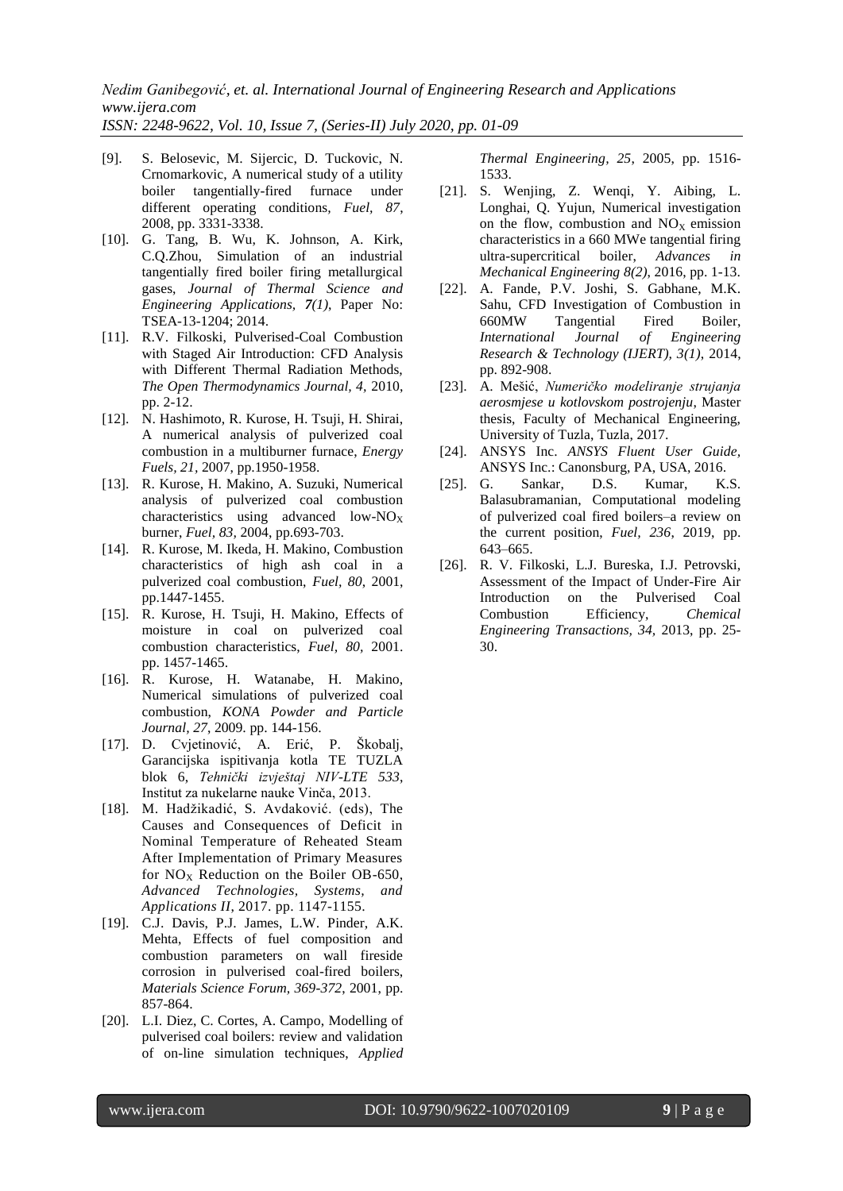[9]. S. Belosevic, M. Sijercic, D. Tuckovic, N. Crnomarkovic, A numerical study of a utility boiler tangentially-fired furnace under different operating conditions, *Fuel, 87*, 2008, pp. 3331-3338.

[10]. G. Tang, B. Wu, K. Johnson, A. Kirk, C.Q.Zhou, Simulation of an industrial tangentially fired boiler firing metallurgical gases, *Journal of Thermal Science and Engineering Applications, **7**(1)*, Paper No: TSEA-13-1204; 2014.

[11]. R.V. Filkoski, Pulverised-Coal Combustion with Staged Air Introduction: CFD Analysis with Different Thermal Radiation Methods, *The Open Thermodynamics Journal, 4*, 2010, pp. 2-12.

[12]. N. Hashimoto, R. Kurose, H. Tsuji, H. Shirai, A numerical analysis of pulverized coal combustion in a multiburner furnace, *Energy Fuels, 21,* 2007, pp.1950-1958.

[13]. R. Kurose, H. Makino, A. Suzuki, Numerical analysis of pulverized coal combustion characteristics using advanced low-$NO_X$ burner, *Fuel, 83,* 2004, pp.693-703.

[14]. R. Kurose, M. Ikeda, H. Makino, Combustion characteristics of high ash coal in a pulverized coal combustion, *Fuel, 80*, 2001, pp.1447-1455.

[15]. R. Kurose, H. Tsuji, H. Makino, Effects of moisture in coal on pulverized coal combustion characteristics, *Fuel, 80,* 2001. pp. 1457-1465.

[16]. R. Kurose, H. Watanabe, H. Makino, Numerical simulations of pulverized coal combustion, *KONA Powder and Particle Journal, 27*, 2009. pp. 144-156.

[17]. D. Cvjetinović, A. Erić, P. Škobalj, Garancijska ispitivanja kotla TE TUZLA blok 6, *Tehnički izvještaj NIV-LTE 533*, Institut za nukelarne nauke Vinča, 2013.

[18]. M. Hadžikadić, S. Avdaković. (eds), The Causes and Consequences of Deficit in Nominal Temperature of Reheated Steam After Implementation of Primary Measures for $NO_X$ Reduction on the Boiler OB-650, *Advanced Technologies, Systems, and Applications II*, 2017. pp. 1147-1155.

[19]. C.J. Davis, P.J. James, L.W. Pinder, A.K. Mehta, Effects of fuel composition and combustion parameters on wall fireside corrosion in pulverised coal-fired boilers, *Materials Science Forum, 369-372*, 2001, pp. 857-864.

[20]. L.I. Diez, C. Cortes, A. Campo, Modelling of pulverised coal boilers: review and validation of on-line simulation techniques, *Applied Thermal Engineering, 25*, 2005, pp. 1516-1533.

[21]. S. Wenjing, Z. Wenqi, Y. Aibing, L. Longhai, Q. Yujun, Numerical investigation on the flow, combustion and $NO_X$ emission characteristics in a 660 MWe tangential firing ultra-supercritical boiler, *Advances in Mechanical Engineering 8(2)*, 2016, pp. 1-13.

[22]. A. Fande, P.V. Joshi, S. Gabhane, M.K. Sahu, CFD Investigation of Combustion in 660MW Tangential Fired Boiler, *International Journal of Engineering Research & Technology (IJERT), 3(1)*, 2014, pp. 892-908.

[23]. A. Mešić, *Numeričko modeliranje strujanja aerosmjese u kotlovskom postrojenju,* Master thesis, Faculty of Mechanical Engineering, University of Tuzla, Tuzla, 2017.

[24]. ANSYS Inc. *ANSYS Fluent User Guide*, ANSYS Inc.: Canonsburg, PA, USA, 2016.

[25]. G. Sankar, D.S. Kumar, K.S. Balasubramanian, Computational modeling of pulverized coal fired boilers–a review on the current position, *Fuel, 236*, 2019, pp. 643–665.

[26]. R. V. Filkoski, L.J. Bureska, I.J. Petrovski, Assessment of the Impact of Under-Fire Air Introduction on the Pulverised Coal Combustion Efficiency, *Chemical Engineering Transactions, 34,* 2013, pp. 25-30.